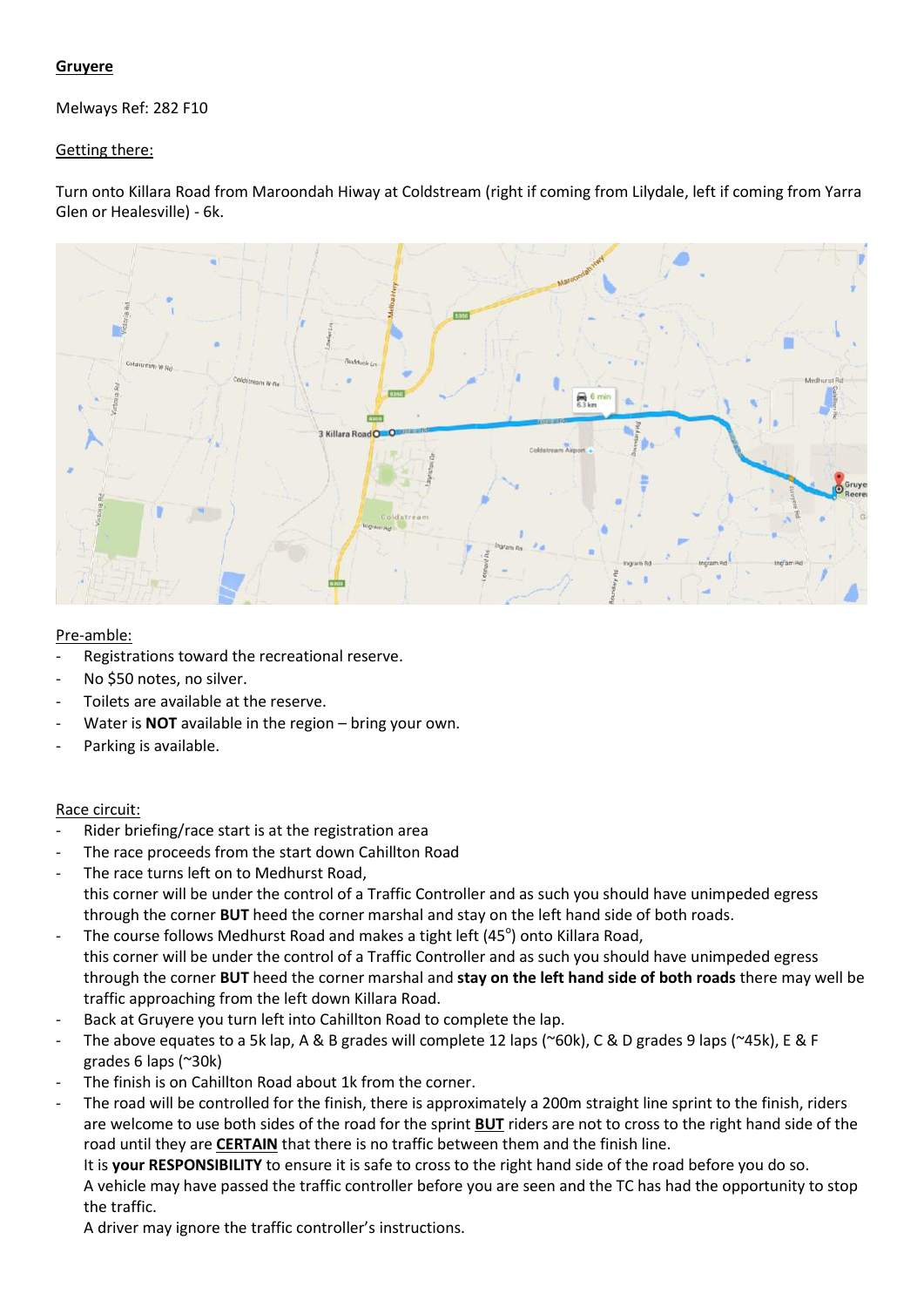**Gruyere**

Melways Ref: 282 F10

Getting there:

Turn onto Killara Road from Maroondah Hiway at Coldstream (right if coming from Lilydale, left if coming from Yarra Glen or Healesville) - 6k.

Pre-amble:

- Registrations toward the recreational reserve.
- No $50 notes, no silver.
- Toilets are available at the reserve.
- Water is **NOT** available in the region – bring your own.
- Parking is available.

Race circuit:

- Rider briefing/race start is at the registration area
- The race proceeds from the start down Cahillton Road
- The race turns left on to Medhurst Road,
  this corner will be under the control of a Traffic Controller and as such you should have unimpeded egress through the corner **BUT** heed the corner marshal and stay on the left hand side of both roads.
- The course follows Medhurst Road and makes a tight left (45°) onto Killara Road,
  this corner will be under the control of a Traffic Controller and as such you should have unimpeded egress through the corner **BUT** heed the corner marshal and **stay on the left hand side of both roads** there may well be traffic approaching from the left down Killara Road.
- Back at Gruyere you turn left into Cahillton Road to complete the lap.
- The above equates to a 5k lap, A & B grades will complete 12 laps (~60k), C & D grades 9 laps (~45k), E & F grades 6 laps (~30k)
- The finish is on Cahillton Road about 1k from the corner.
- The road will be controlled for the finish, there is approximately a 200m straight line sprint to the finish, riders are welcome to use both sides of the road for the sprint **BUT** riders are not to cross to the right hand side of the road until they are **CERTAIN** that there is no traffic between them and the finish line.
  It is **your RESPONSIBILITY** to ensure it is safe to cross to the right hand side of the road before you do so.
  A vehicle may have passed the traffic controller before you are seen and the TC has had the opportunity to stop the traffic.
  A driver may ignore the traffic controller's instructions.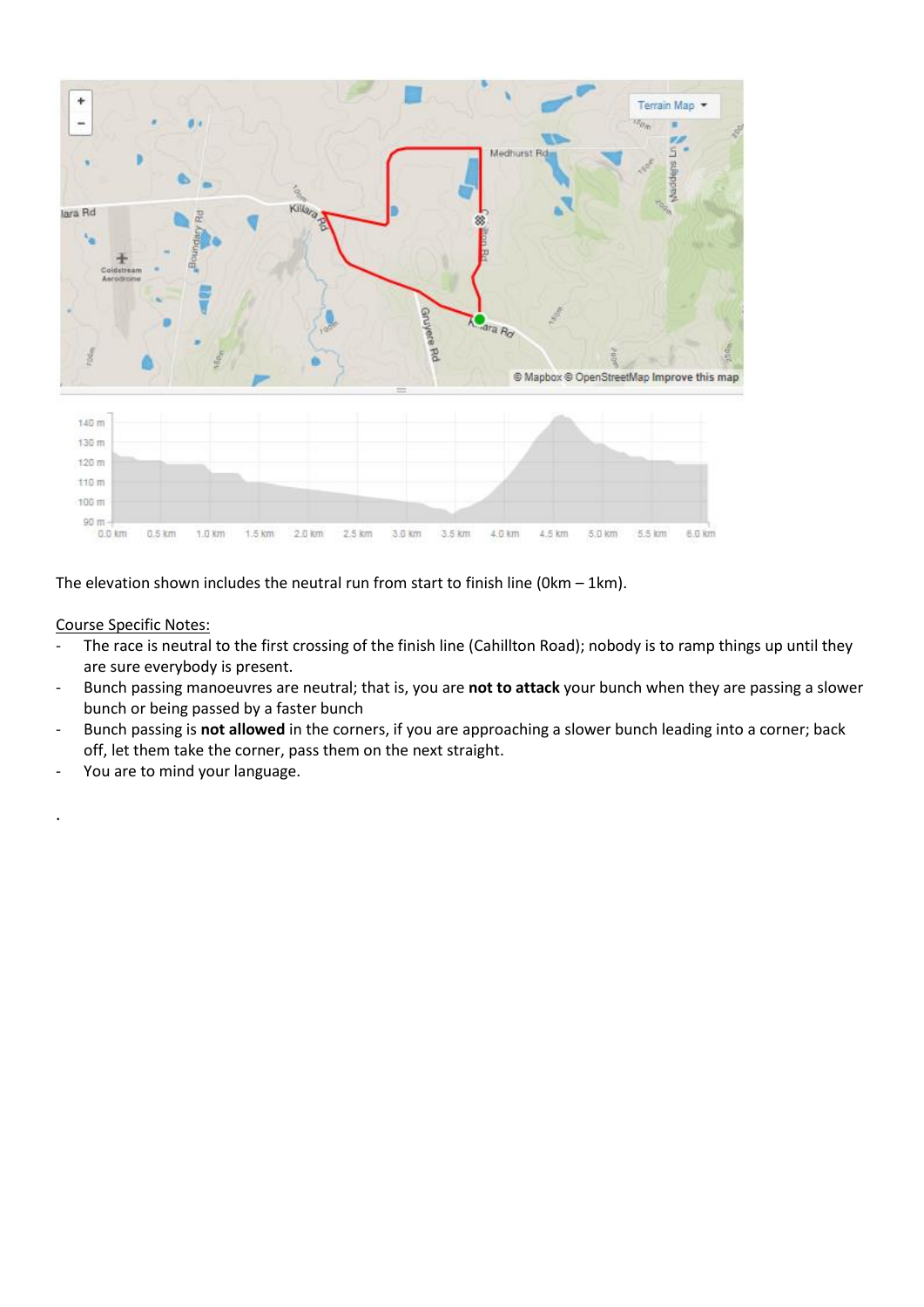Terrain Map

lara Rd
Killara Rd
Medhurst Rd
Boundary Rd
Gruyere Rd
Cahillton Rd
Killara Rd
Coldstream Aerodrome
Waddells Ln

© Mapbox © OpenStreetMap Improve this map

140 m
130 m
120 m
110 m
100 m
90 m

0.0 km
0.5 km
1.0 km
1.5 km
2.0 km
2.5 km
3.0 km
3.5 km
4.0 km
4.5 km
5.0 km
5.5 km
6.0 km

The elevation shown includes the neutral run from start to finish line (0km – 1km).

Course Specific Notes:

- The race is neutral to the first crossing of the finish line (Cahillton Road); nobody is to ramp things up until they are sure everybody is present.
- Bunch passing manoeuvres are neutral; that is, you are **not to attack** your bunch when they are passing a slower bunch or being passed by a faster bunch
- Bunch passing is **not allowed** in the corners, if you are approaching a slower bunch leading into a corner; back off, let them take the corner, pass them on the next straight.
- You are to mind your language.

.